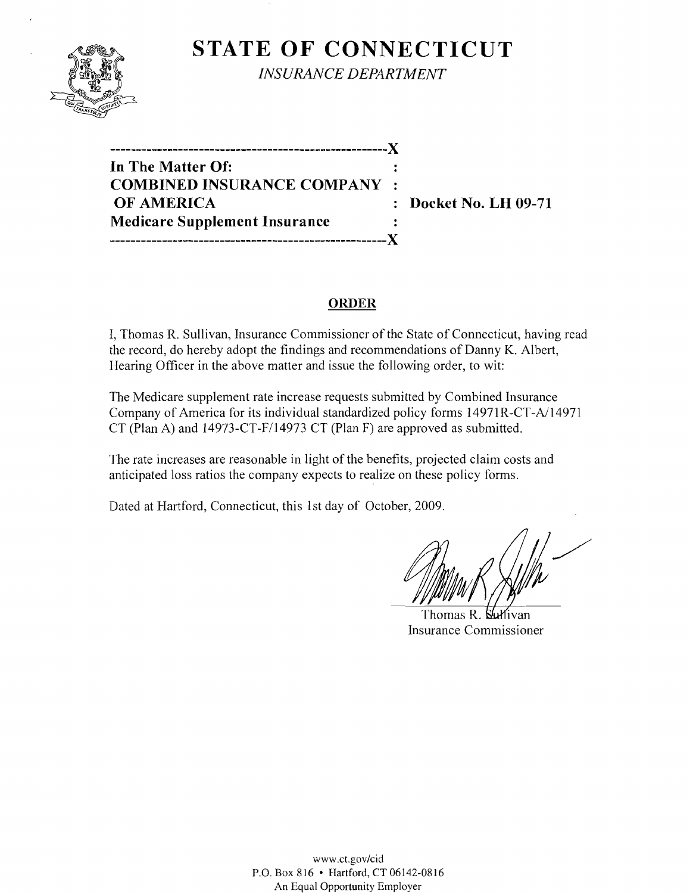# STATE OF CONNECTICUT

*INSURANCE DEPARTMENT*

---------------------------------------------------------X
**In The Matter Of:** :
**COMBINED INSURANCE COMPANY** :
**OF AMERICA** : **Docket No. LH 09-71**
**Medicare Supplement Insurance** :
---------------------------------------------------------X

## ORDER

I, Thomas R. Sullivan, Insurance Commissioner of the State of Connecticut, having read the record, do hereby adopt the findings and recommendations of Danny K. Albert, Hearing Officer in the above matter and issue the following order, to wit:

The Medicare supplement rate increase requests submitted by Combined Insurance Company of America for its individual standardized policy forms 14971R-CT-A/14971 CT (Plan A) and 14973-CT-F/14973 CT (Plan F) are approved as submitted.

The rate increases are reasonable in light of the benefits, projected claim costs and anticipated loss ratios the company expects to realize on these policy forms.

Dated at Hartford, Connecticut, this 1st day of October, 2009.

Thomas R. Sullivan
Insurance Commissioner

www.ct.gov/cid
P.O. Box 816 • Hartford, CT 06142-0816
An Equal Opportunity Employer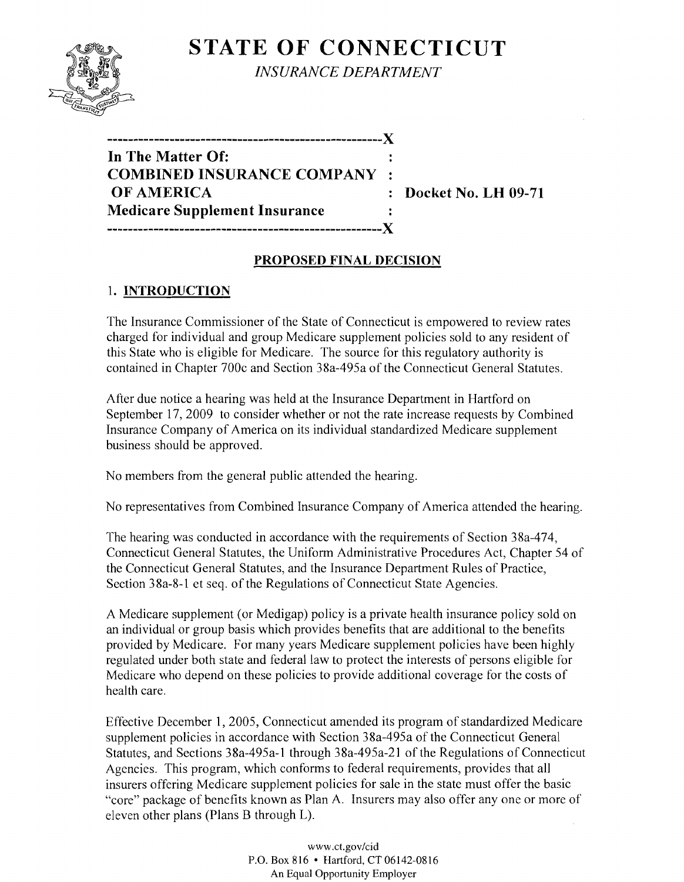# STATE OF CONNECTICUT

*INSURANCE DEPARTMENT*

```
----------------------------------------------------X
In The Matter Of:                                   :
COMBINED INSURANCE COMPANY                          :
OF AMERICA                                          :   Docket No. LH 09-71
Medicare Supplement Insurance                       :
----------------------------------------------------X
```

## PROPOSED FINAL DECISION

### 1. INTRODUCTION

The Insurance Commissioner of the State of Connecticut is empowered to review rates charged for individual and group Medicare supplement policies sold to any resident of this State who is eligible for Medicare. The source for this regulatory authority is contained in Chapter 700c and Section 38a-495a of the Connecticut General Statutes.

After due notice a hearing was held at the Insurance Department in Hartford on September 17, 2009 to consider whether or not the rate increase requests by Combined Insurance Company of America on its individual standardized Medicare supplement business should be approved.

No members from the general public attended the hearing.

No representatives from Combined Insurance Company of America attended the hearing.

The hearing was conducted in accordance with the requirements of Section 38a-474, Connecticut General Statutes, the Uniform Administrative Procedures Act, Chapter 54 of the Connecticut General Statutes, and the Insurance Department Rules of Practice, Section 38a-8-1 et seq. of the Regulations of Connecticut State Agencies.

A Medicare supplement (or Medigap) policy is a private health insurance policy sold on an individual or group basis which provides benefits that are additional to the benefits provided by Medicare. For many years Medicare supplement policies have been highly regulated under both state and federal law to protect the interests of persons eligible for Medicare who depend on these policies to provide additional coverage for the costs of health care.

Effective December 1, 2005, Connecticut amended its program of standardized Medicare supplement policies in accordance with Section 38a-495a of the Connecticut General Statutes, and Sections 38a-495a-1 through 38a-495a-21 of the Regulations of Connecticut Agencies. This program, which conforms to federal requirements, provides that all insurers offering Medicare supplement policies for sale in the state must offer the basic "core" package of benefits known as Plan A. Insurers may also offer any one or more of eleven other plans (Plans B through L).

www.ct.gov/cid
P.O. Box 816 • Hartford, CT 06142-0816
An Equal Opportunity Employer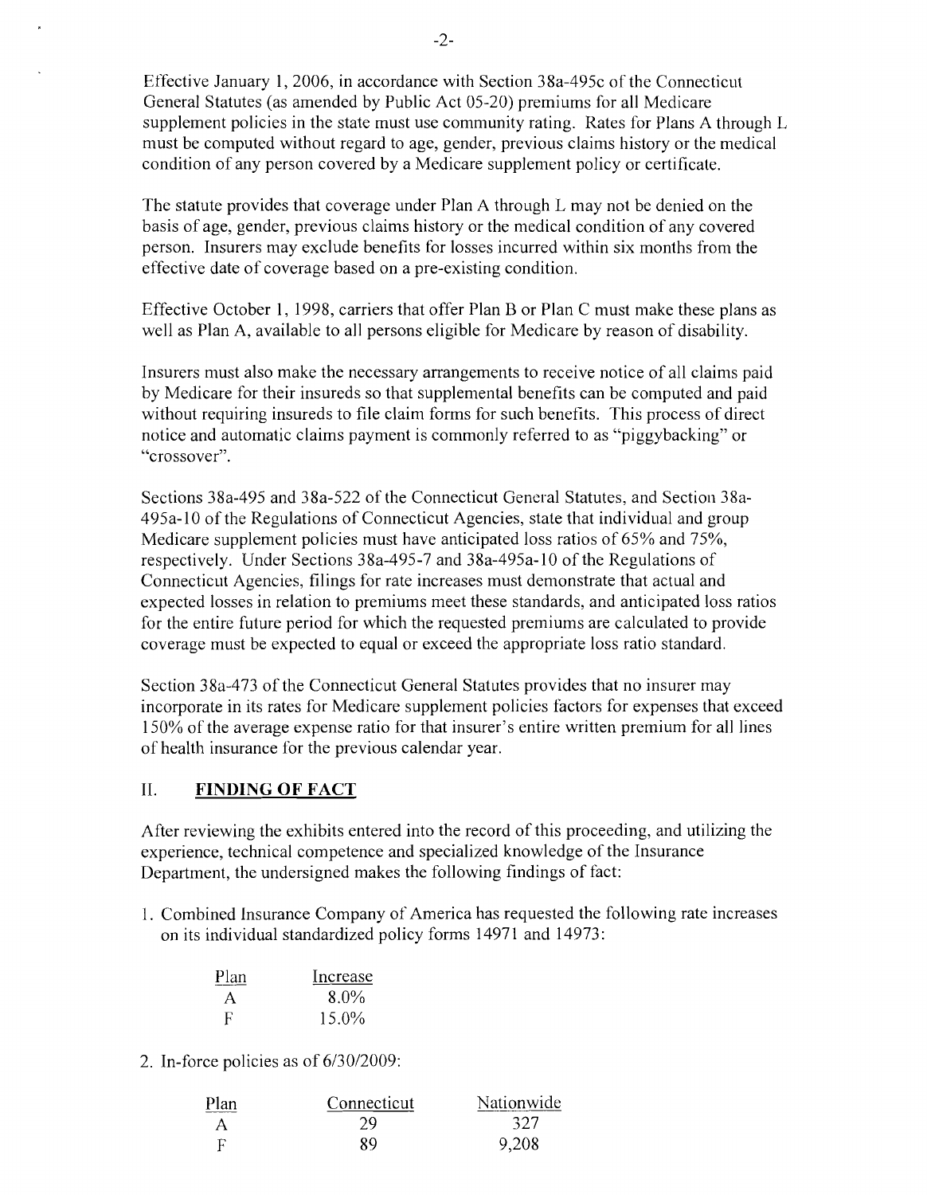Effective January 1, 2006, in accordance with Section 38a-495c of the Connecticut General Statutes (as amended by Public Act 05-20) premiums for all Medicare supplement policies in the state must use community rating. Rates for Plans A through L must be computed without regard to age, gender, previous claims history or the medical condition of any person covered by a Medicare supplement policy or certificate.

The statute provides that coverage under Plan A through L may not be denied on the basis of age, gender, previous claims history or the medical condition of any covered person. Insurers may exclude benefits for losses incurred within six months from the effective date of coverage based on a pre-existing condition.

Effective October 1, 1998, carriers that offer Plan B or Plan C must make these plans as well as Plan A, available to all persons eligible for Medicare by reason of disability.

Insurers must also make the necessary arrangements to receive notice of all claims paid by Medicare for their insureds so that supplemental benefits can be computed and paid without requiring insureds to file claim forms for such benefits. This process of direct notice and automatic claims payment is commonly referred to as "piggybacking" or "crossover".

Sections 38a-495 and 38a-522 of the Connecticut General Statutes, and Section 38a-495a-10 of the Regulations of Connecticut Agencies, state that individual and group Medicare supplement policies must have anticipated loss ratios of 65% and 75%, respectively. Under Sections 38a-495-7 and 38a-495a-10 of the Regulations of Connecticut Agencies, filings for rate increases must demonstrate that actual and expected losses in relation to premiums meet these standards, and anticipated loss ratios for the entire future period for which the requested premiums are calculated to provide coverage must be expected to equal or exceed the appropriate loss ratio standard.

Section 38a-473 of the Connecticut General Statutes provides that no insurer may incorporate in its rates for Medicare supplement policies factors for expenses that exceed 150% of the average expense ratio for that insurer's entire written premium for all lines of health insurance for the previous calendar year.

## II. FINDING OF FACT

After reviewing the exhibits entered into the record of this proceeding, and utilizing the experience, technical competence and specialized knowledge of the Insurance Department, the undersigned makes the following findings of fact:

1. Combined Insurance Company of America has requested the following rate increases on its individual standardized policy forms 14971 and 14973:

| Plan | Increase |
|---|---|
| A | 8.0% |
| F | 15.0% |

2. In-force policies as of 6/30/2009:

| Plan | Connecticut | Nationwide |
|---|---|---|
| A | 29 | 327 |
| F | 89 | 9,208 |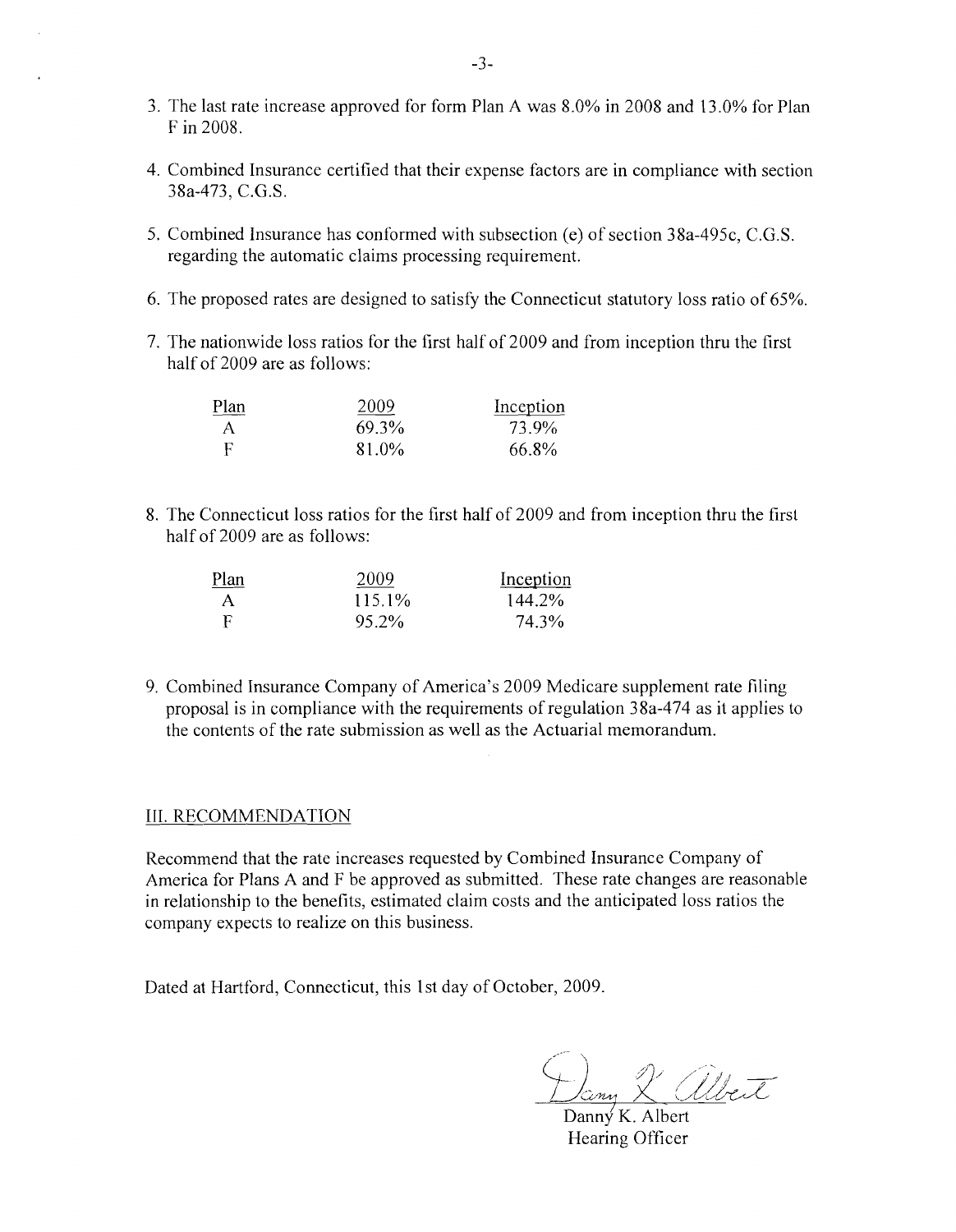3. The last rate increase approved for form Plan A was 8.0% in 2008 and 13.0% for Plan F in 2008.

4. Combined Insurance certified that their expense factors are in compliance with section 38a-473, C.G.S.

5. Combined Insurance has conformed with subsection (e) of section 38a-495c, C.G.S. regarding the automatic claims processing requirement.

6. The proposed rates are designed to satisfy the Connecticut statutory loss ratio of 65%.

7. The nationwide loss ratios for the first half of 2009 and from inception thru the first half of 2009 are as follows:

| Plan | 2009 | Inception |
|---|---|---|
| A | 69.3% | 73.9% |
| F | 81.0% | 66.8% |

8. The Connecticut loss ratios for the first half of 2009 and from inception thru the first half of 2009 are as follows:

| Plan | 2009 | Inception |
|---|---|---|
| A | 115.1% | 144.2% |
| F | 95.2% | 74.3% |

9. Combined Insurance Company of America's 2009 Medicare supplement rate filing proposal is in compliance with the requirements of regulation 38a-474 as it applies to the contents of the rate submission as well as the Actuarial memorandum.

## III. RECOMMENDATION

Recommend that the rate increases requested by Combined Insurance Company of America for Plans A and F be approved as submitted. These rate changes are reasonable in relationship to the benefits, estimated claim costs and the anticipated loss ratios the company expects to realize on this business.

Dated at Hartford, Connecticut, this 1st day of October, 2009.

Danny K. Albert
Hearing Officer